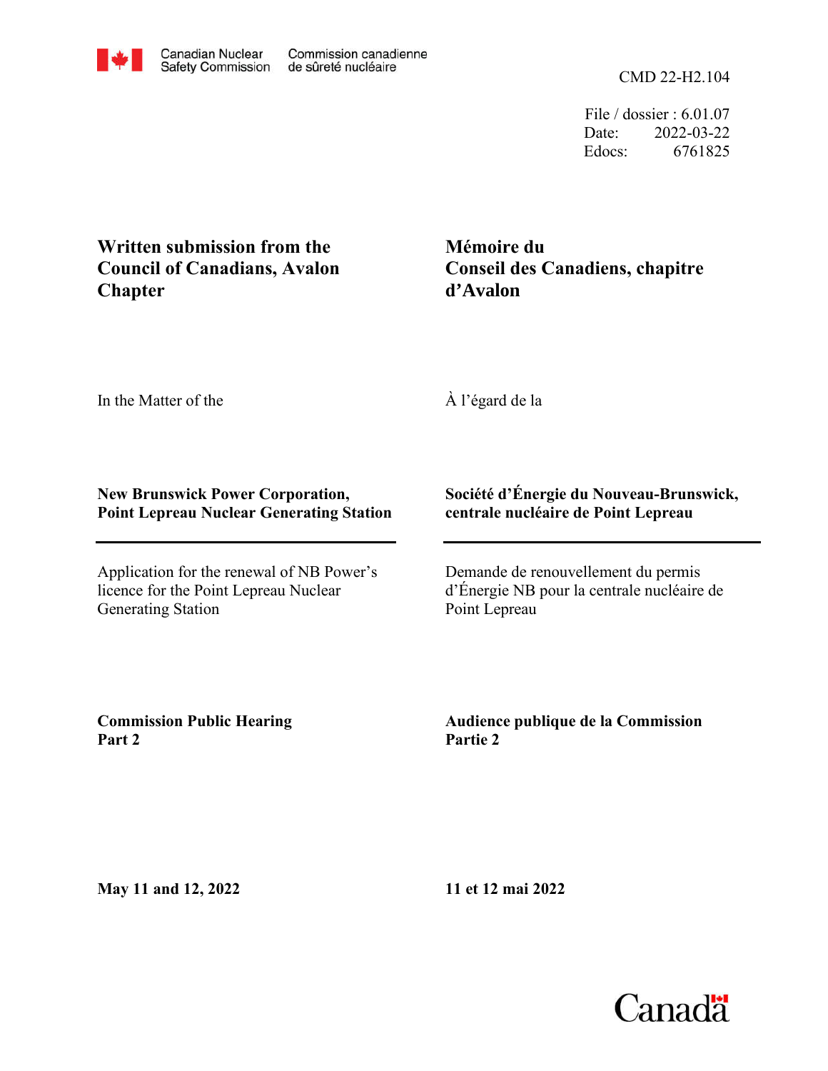Canadian Nuclear Safety Commission / Commission canadienne de sûreté nucléaire

CMD 22-H2.104

File / dossier : 6.01.07
Date: 2022-03-22
Edocs: 6761825

**Written submission from the Council of Canadians, Avalon Chapter**

**Mémoire du Conseil des Canadiens, chapitre d'Avalon**

In the Matter of the

À l'égard de la

**New Brunswick Power Corporation, Point Lepreau Nuclear Generating Station**

**Société d'Énergie du Nouveau-Brunswick, centrale nucléaire de Point Lepreau**

---

Application for the renewal of NB Power's licence for the Point Lepreau Nuclear Generating Station

Demande de renouvellement du permis d'Énergie NB pour la centrale nucléaire de Point Lepreau

**Commission Public Hearing Part 2**

**Audience publique de la Commission Partie 2**

**May 11 and 12, 2022**

**11 et 12 mai 2022**

Canada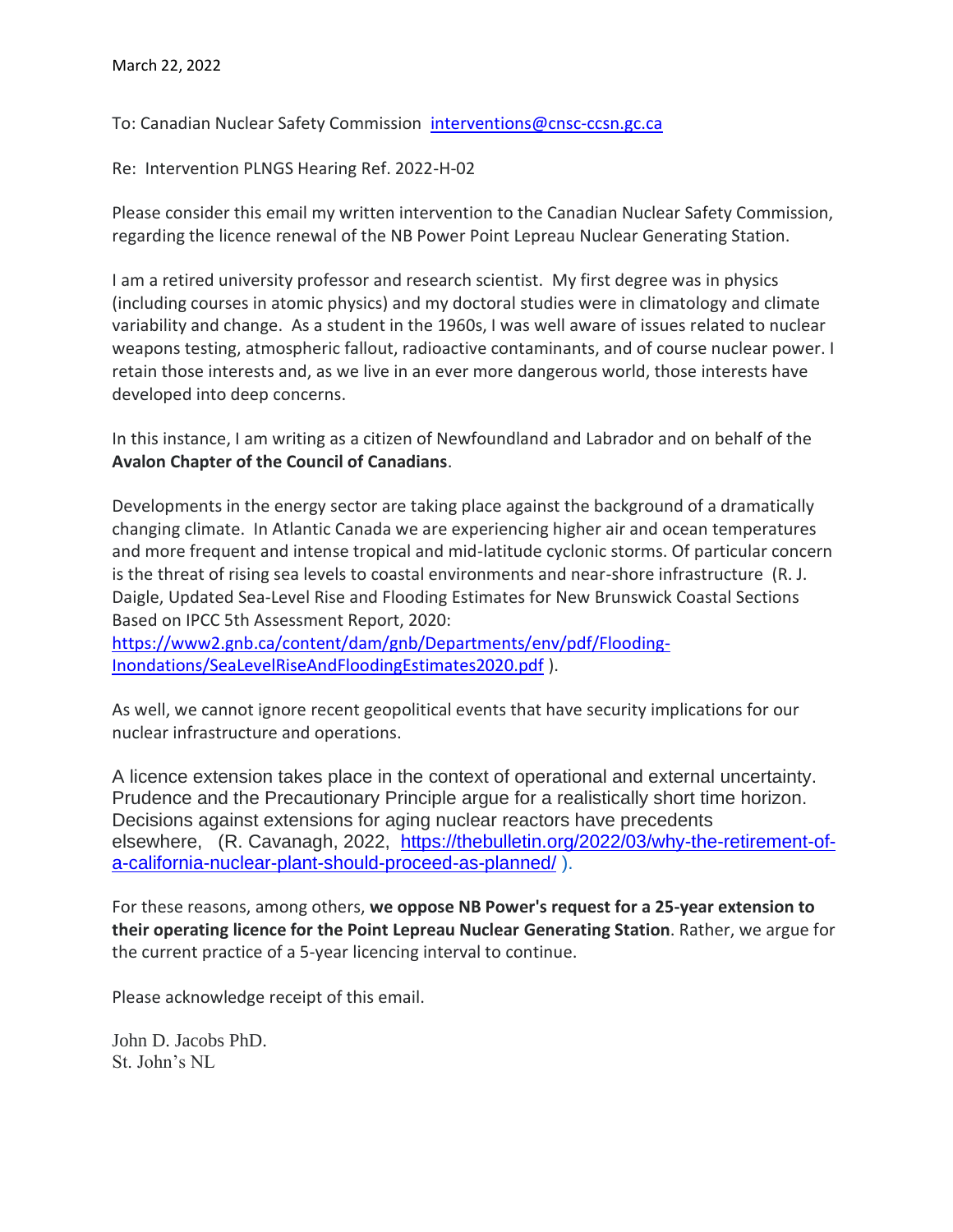March 22, 2022

To: Canadian Nuclear Safety Commission interventions@cnsc-ccsn.gc.ca

Re: Intervention PLNGS Hearing Ref. 2022-H-02

Please consider this email my written intervention to the Canadian Nuclear Safety Commission, regarding the licence renewal of the NB Power Point Lepreau Nuclear Generating Station.

I am a retired university professor and research scientist. My first degree was in physics (including courses in atomic physics) and my doctoral studies were in climatology and climate variability and change. As a student in the 1960s, I was well aware of issues related to nuclear weapons testing, atmospheric fallout, radioactive contaminants, and of course nuclear power. I retain those interests and, as we live in an ever more dangerous world, those interests have developed into deep concerns.

In this instance, I am writing as a citizen of Newfoundland and Labrador and on behalf of the **Avalon Chapter of the Council of Canadians**.

Developments in the energy sector are taking place against the background of a dramatically changing climate. In Atlantic Canada we are experiencing higher air and ocean temperatures and more frequent and intense tropical and mid-latitude cyclonic storms. Of particular concern is the threat of rising sea levels to coastal environments and near-shore infrastructure (R. J. Daigle, Updated Sea-Level Rise and Flooding Estimates for New Brunswick Coastal Sections Based on IPCC 5th Assessment Report, 2020: https://www2.gnb.ca/content/dam/gnb/Departments/env/pdf/Flooding-Inondations/SeaLevelRiseAndFloodingEstimates2020.pdf ).

As well, we cannot ignore recent geopolitical events that have security implications for our nuclear infrastructure and operations.

A licence extension takes place in the context of operational and external uncertainty. Prudence and the Precautionary Principle argue for a realistically short time horizon. Decisions against extensions for aging nuclear reactors have precedents elsewhere, (R. Cavanagh, 2022, https://thebulletin.org/2022/03/why-the-retirement-of-a-california-nuclear-plant-should-proceed-as-planned/ ).

For these reasons, among others, **we oppose NB Power's request for a 25-year extension to their operating licence for the Point Lepreau Nuclear Generating Station**. Rather, we argue for the current practice of a 5-year licencing interval to continue.

Please acknowledge receipt of this email.

John D. Jacobs PhD.
St. John's NL